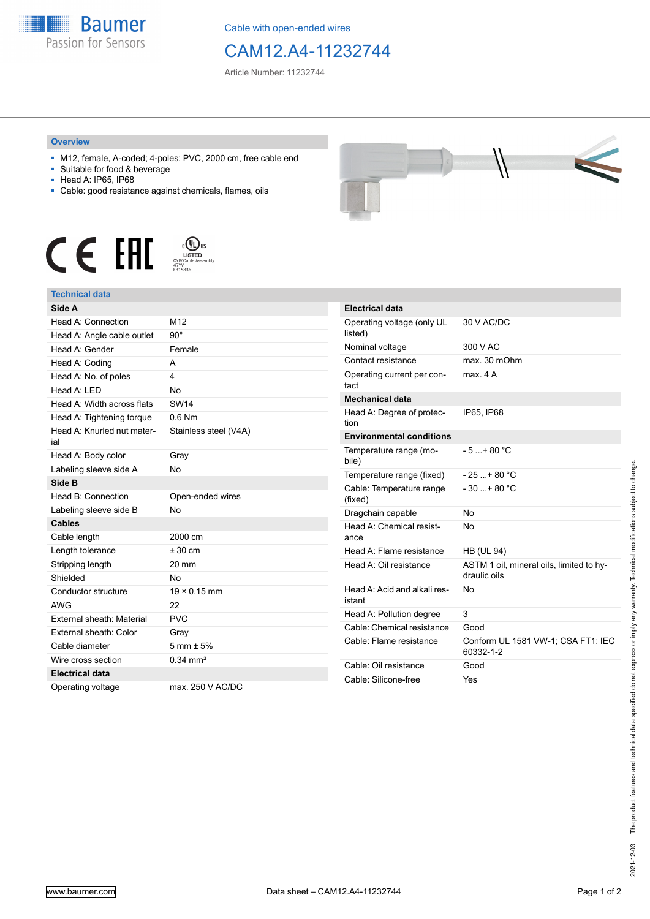Cable with open-ended wires

# CAM12.A4-11232744

Article Number: 11232744

## Overview

- M12, female, A-coded; 4-poles; PVC, 2000 cm, free cable end
- Suitable for food & beverage
- Head A: IP65, IP68
- Cable: good resistance against chemicals, flames, oils

## Technical data

| Side A | |
|---|---|
| Head A: Connection | M12 |
| Head A: Angle cable outlet | 90° |
| Head A: Gender | Female |
| Head A: Coding | A |
| Head A: No. of poles | 4 |
| Head A: LED | No |
| Head A: Width across flats | SW14 |
| Head A: Tightening torque | 0.6 Nm |
| Head A: Knurled nut material | Stainless steel (V4A) |
| Head A: Body color | Gray |
| Labeling sleeve side A | No |
| **Side B** | |
| Head B: Connection | Open-ended wires |
| Labeling sleeve side B | No |
| **Cables** | |
| Cable length | 2000 cm |
| Length tolerance | ± 30 cm |
| Stripping length | 20 mm |
| Shielded | No |
| Conductor structure | 19 × 0.15 mm |
| AWG | 22 |
| External sheath: Material | PVC |
| External sheath: Color | Gray |
| Cable diameter | 5 mm ± 5% |
| Wire cross section | 0.34 mm² |
| **Electrical data** | |
| Operating voltage | max. 250 V AC/DC |

| Electrical data | |
|---|---|
| Operating voltage (only UL listed) | 30 V AC/DC |
| Nominal voltage | 300 V AC |
| Contact resistance | max. 30 mOhm |
| Operating current per contact | max. 4 A |
| **Mechanical data** | |
| Head A: Degree of protection | IP65, IP68 |
| **Environmental conditions** | |
| Temperature range (mobile) | - 5 ...+ 80 °C |
| Temperature range (fixed) | - 25 ...+ 80 °C |
| Cable: Temperature range (fixed) | - 30 ...+ 80 °C |
| Dragchain capable | No |
| Head A: Chemical resistance | No |
| Head A: Flame resistance | HB (UL 94) |
| Head A: Oil resistance | ASTM 1 oil, mineral oils, limited to hydraulic oils |
| Head A: Acid and alkali resistant | No |
| Head A: Pollution degree | 3 |
| Cable: Chemical resistance | Good |
| Cable: Flame resistance | Conform UL 1581 VW-1; CSA FT1; IEC 60332-1-2 |
| Cable: Oil resistance | Good |
| Cable: Silicone-free | Yes |

2021-12-03 The product features and technical data specified do not express or imply any warranty. Technical modifications subject to change.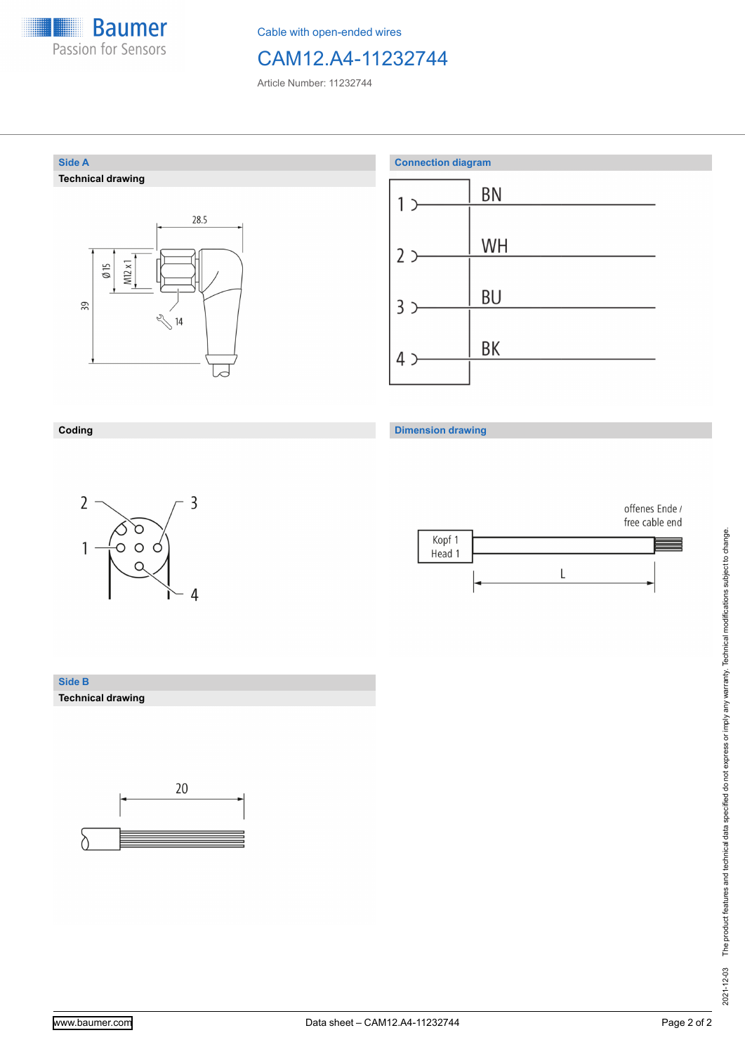Cable with open-ended wires

# CAM12.A4-11232744

Article Number: 11232744

## Side A

### Technical drawing

28.5

Ø 15

M12 x 1

39

14

## Connection diagram

1 BN

2 WH

3 BU

4 BK

### Coding

2

3

1

4

## Dimension drawing

Kopf 1
Head 1

offenes Ende / free cable end

L

## Side B

### Technical drawing

20

The product features and technical data specified do not express or imply any warranty. Technical modifications subject to change.

2021-12-03

www.baumer.com

Data sheet – CAM12.A4-11232744